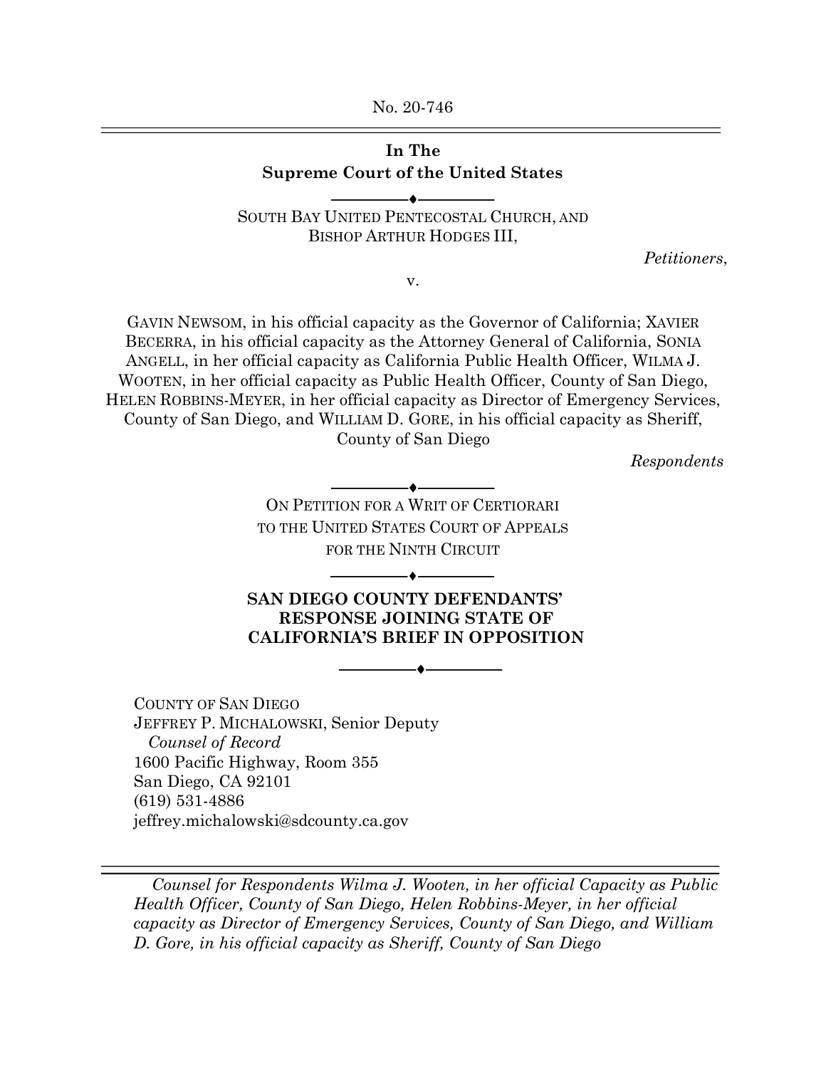No. 20-746

**In The**
**Supreme Court of the United States**

---

SOUTH BAY UNITED PENTECOSTAL CHURCH, AND BISHOP ARTHUR HODGES III,

*Petitioners*,

v.

GAVIN NEWSOM, in his official capacity as the Governor of California; XAVIER BECERRA, in his official capacity as the Attorney General of California, SONIA ANGELL, in her official capacity as California Public Health Officer, WILMA J. WOOTEN, in her official capacity as Public Health Officer, County of San Diego, HELEN ROBBINS-MEYER, in her official capacity as Director of Emergency Services, County of San Diego, and WILLIAM D. GORE, in his official capacity as Sheriff, County of San Diego

*Respondents*

---

ON PETITION FOR A WRIT OF CERTIORARI TO THE UNITED STATES COURT OF APPEALS FOR THE NINTH CIRCUIT

---

**SAN DIEGO COUNTY DEFENDANTS' RESPONSE JOINING STATE OF CALIFORNIA'S BRIEF IN OPPOSITION**

---

COUNTY OF SAN DIEGO
JEFFREY P. MICHALOWSKI, Senior Deputy
*Counsel of Record*
1600 Pacific Highway, Room 355
San Diego, CA 92101
(619) 531-4886
jeffrey.michalowski@sdcounty.ca.gov

---

*Counsel for Respondents Wilma J. Wooten, in her official Capacity as Public Health Officer, County of San Diego, Helen Robbins-Meyer, in her official capacity as Director of Emergency Services, County of San Diego, and William D. Gore, in his official capacity as Sheriff, County of San Diego*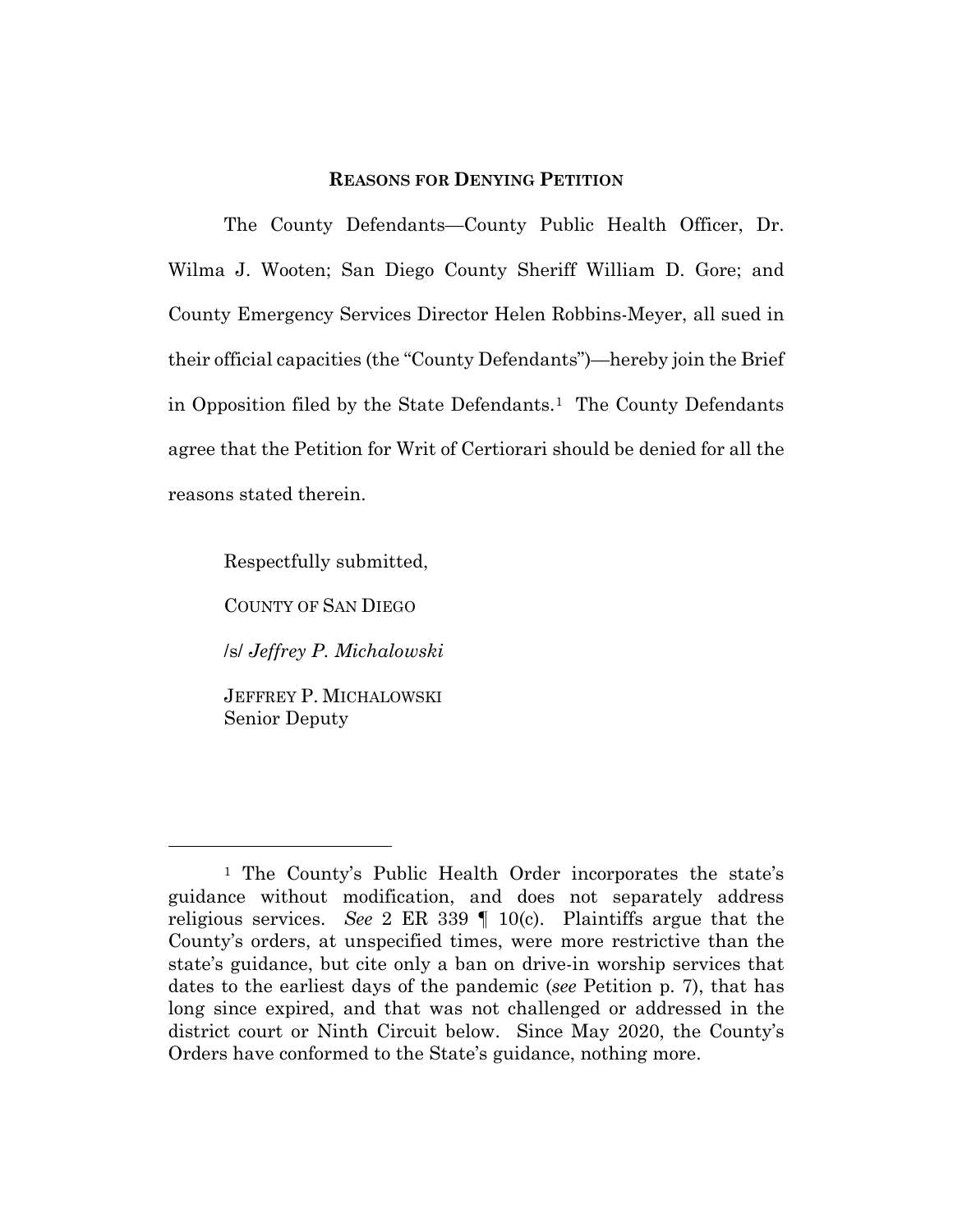## REASONS FOR DENYING PETITION

The County Defendants—County Public Health Officer, Dr. Wilma J. Wooten; San Diego County Sheriff William D. Gore; and County Emergency Services Director Helen Robbins-Meyer, all sued in their official capacities (the "County Defendants")—hereby join the Brief in Opposition filed by the State Defendants.[1] The County Defendants agree that the Petition for Writ of Certiorari should be denied for all the reasons stated therein.

Respectfully submitted,

COUNTY OF SAN DIEGO

/s/ *Jeffrey P. Michalowski*

JEFFREY P. MICHALOWSKI
Senior Deputy

---

[1] The County's Public Health Order incorporates the state's guidance without modification, and does not separately address religious services. *See* 2 ER 339 ¶ 10(c). Plaintiffs argue that the County's orders, at unspecified times, were more restrictive than the state's guidance, but cite only a ban on drive-in worship services that dates to the earliest days of the pandemic (*see* Petition p. 7), that has long since expired, and that was not challenged or addressed in the district court or Ninth Circuit below. Since May 2020, the County's Orders have conformed to the State's guidance, nothing more.